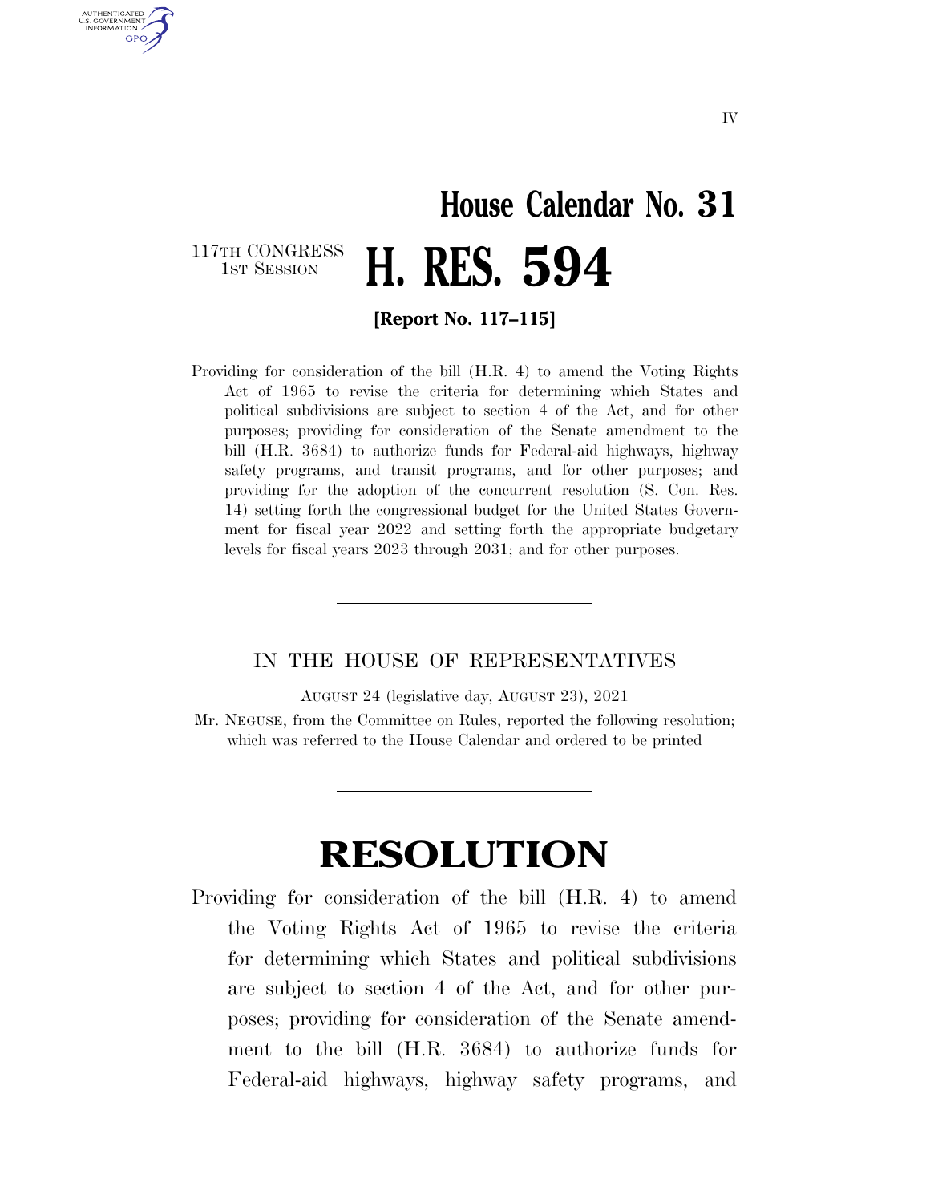IV

# House Calendar No. 31

117TH CONGRESS
1ST SESSION

# H. RES. 594

**[Report No. 117–115]**

Providing for consideration of the bill (H.R. 4) to amend the Voting Rights Act of 1965 to revise the criteria for determining which States and political subdivisions are subject to section 4 of the Act, and for other purposes; providing for consideration of the Senate amendment to the bill (H.R. 3684) to authorize funds for Federal-aid highways, highway safety programs, and transit programs, and for other purposes; and providing for the adoption of the concurrent resolution (S. Con. Res. 14) setting forth the congressional budget for the United States Government for fiscal year 2022 and setting forth the appropriate budgetary levels for fiscal years 2023 through 2031; and for other purposes.

---

IN THE HOUSE OF REPRESENTATIVES

AUGUST 24 (legislative day, AUGUST 23), 2021

Mr. NEGUSE, from the Committee on Rules, reported the following resolution; which was referred to the House Calendar and ordered to be printed

---

# RESOLUTION

Providing for consideration of the bill (H.R. 4) to amend the Voting Rights Act of 1965 to revise the criteria for determining which States and political subdivisions are subject to section 4 of the Act, and for other purposes; providing for consideration of the Senate amendment to the bill (H.R. 3684) to authorize funds for Federal-aid highways, highway safety programs, and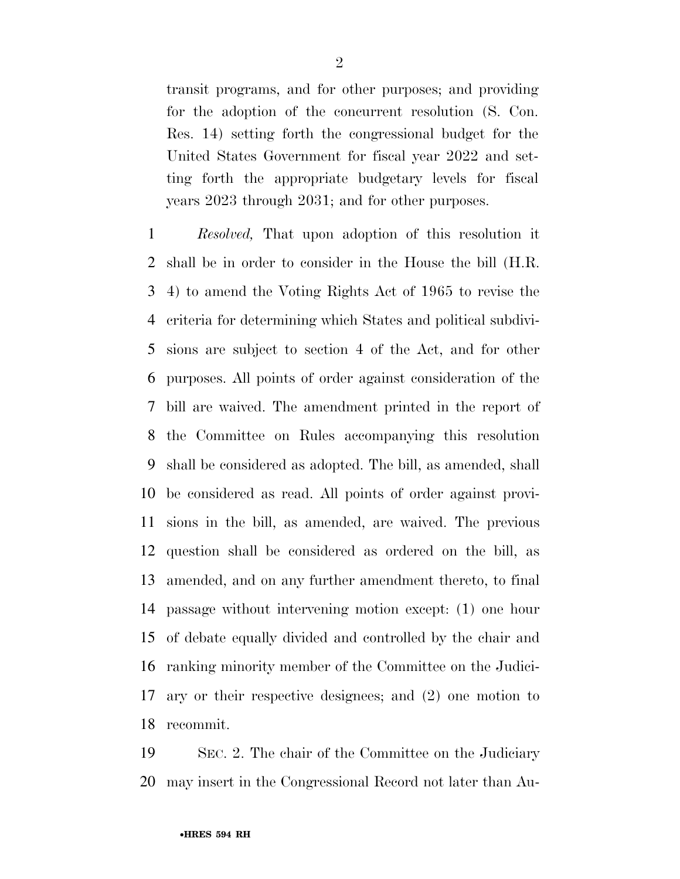transit programs, and for other purposes; and providing for the adoption of the concurrent resolution (S. Con. Res. 14) setting forth the congressional budget for the United States Government for fiscal year 2022 and setting forth the appropriate budgetary levels for fiscal years 2023 through 2031; and for other purposes.

*Resolved,* That upon adoption of this resolution it shall be in order to consider in the House the bill (H.R. 4) to amend the Voting Rights Act of 1965 to revise the criteria for determining which States and political subdivisions are subject to section 4 of the Act, and for other purposes. All points of order against consideration of the bill are waived. The amendment printed in the report of the Committee on Rules accompanying this resolution shall be considered as adopted. The bill, as amended, shall be considered as read. All points of order against provisions in the bill, as amended, are waived. The previous question shall be considered as ordered on the bill, as amended, and on any further amendment thereto, to final passage without intervening motion except: (1) one hour of debate equally divided and controlled by the chair and ranking minority member of the Committee on the Judiciary or their respective designees; and (2) one motion to recommit.

SEC. 2. The chair of the Committee on the Judiciary may insert in the Congressional Record not later than Au-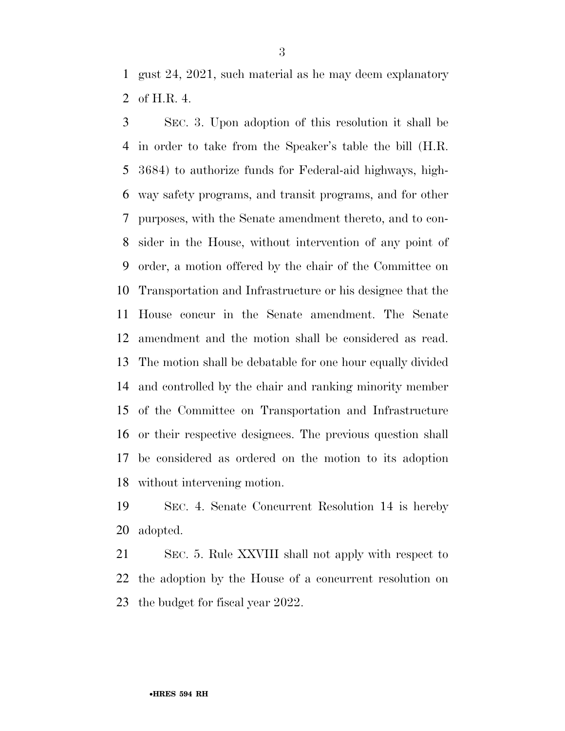gust 24, 2021, such material as he may deem explanatory of H.R. 4.

SEC. 3. Upon adoption of this resolution it shall be in order to take from the Speaker's table the bill (H.R. 3684) to authorize funds for Federal-aid highways, highway safety programs, and transit programs, and for other purposes, with the Senate amendment thereto, and to consider in the House, without intervention of any point of order, a motion offered by the chair of the Committee on Transportation and Infrastructure or his designee that the House concur in the Senate amendment. The Senate amendment and the motion shall be considered as read. The motion shall be debatable for one hour equally divided and controlled by the chair and ranking minority member of the Committee on Transportation and Infrastructure or their respective designees. The previous question shall be considered as ordered on the motion to its adoption without intervening motion.

SEC. 4. Senate Concurrent Resolution 14 is hereby adopted.

SEC. 5. Rule XXVIII shall not apply with respect to the adoption by the House of a concurrent resolution on the budget for fiscal year 2022.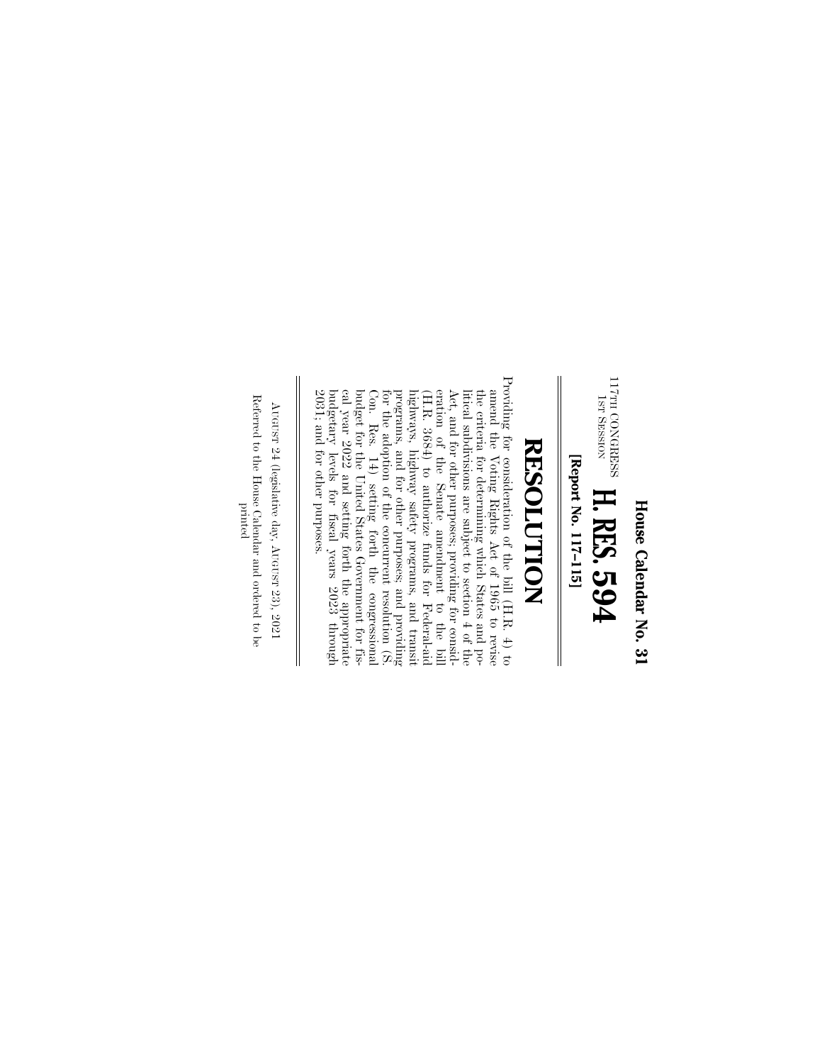# House Calendar No. 31

117TH CONGRESS
1ST SESSION

# H. RES. 594

**[Report No. 117–115]**

# RESOLUTION

Providing for consideration of the bill (H.R. 4) to amend the Voting Rights Act of 1965 to revise the criteria for determining which States and political subdivisions are subject to section 4 of the Act, and for other purposes; providing for consideration of the Senate amendment to the bill (H.R. 3684) to authorize funds for Federal-aid highways, highway safety programs, and transit programs, and for other purposes; and providing for the adoption of the concurrent resolution (S. Con. Res. 14) setting forth the congressional budget for the United States Government for fiscal year 2022 and setting forth the appropriate budgetary levels for fiscal years 2023 through 2031; and for other purposes.

AUGUST 24 (legislative day, AUGUST 23), 2021

Referred to the House Calendar and ordered to be printed